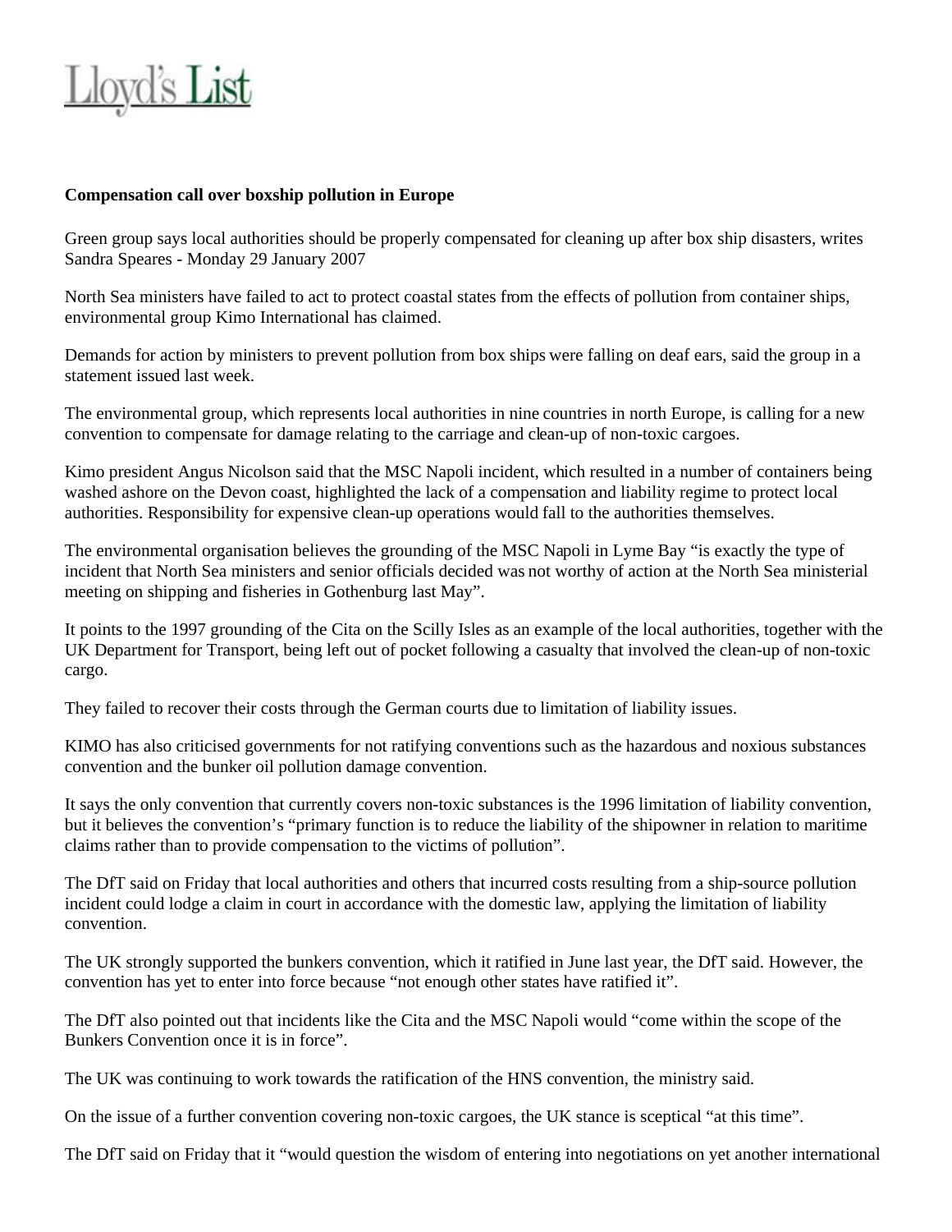Lloyd's List

**Compensation call over boxship pollution in Europe**

Green group says local authorities should be properly compensated for cleaning up after box ship disasters, writes Sandra Speares - Monday 29 January 2007

North Sea ministers have failed to act to protect coastal states from the effects of pollution from container ships, environmental group Kimo International has claimed.

Demands for action by ministers to prevent pollution from box ships were falling on deaf ears, said the group in a statement issued last week.

The environmental group, which represents local authorities in nine countries in north Europe, is calling for a new convention to compensate for damage relating to the carriage and clean-up of non-toxic cargoes.

Kimo president Angus Nicolson said that the MSC Napoli incident, which resulted in a number of containers being washed ashore on the Devon coast, highlighted the lack of a compensation and liability regime to protect local authorities. Responsibility for expensive clean-up operations would fall to the authorities themselves.

The environmental organisation believes the grounding of the MSC Napoli in Lyme Bay "is exactly the type of incident that North Sea ministers and senior officials decided was not worthy of action at the North Sea ministerial meeting on shipping and fisheries in Gothenburg last May".

It points to the 1997 grounding of the Cita on the Scilly Isles as an example of the local authorities, together with the UK Department for Transport, being left out of pocket following a casualty that involved the clean-up of non-toxic cargo.

They failed to recover their costs through the German courts due to limitation of liability issues.

KIMO has also criticised governments for not ratifying conventions such as the hazardous and noxious substances convention and the bunker oil pollution damage convention.

It says the only convention that currently covers non-toxic substances is the 1996 limitation of liability convention, but it believes the convention's "primary function is to reduce the liability of the shipowner in relation to maritime claims rather than to provide compensation to the victims of pollution".

The DfT said on Friday that local authorities and others that incurred costs resulting from a ship-source pollution incident could lodge a claim in court in accordance with the domestic law, applying the limitation of liability convention.

The UK strongly supported the bunkers convention, which it ratified in June last year, the DfT said. However, the convention has yet to enter into force because "not enough other states have ratified it".

The DfT also pointed out that incidents like the Cita and the MSC Napoli would "come within the scope of the Bunkers Convention once it is in force".

The UK was continuing to work towards the ratification of the HNS convention, the ministry said.

On the issue of a further convention covering non-toxic cargoes, the UK stance is sceptical "at this time".

The DfT said on Friday that it "would question the wisdom of entering into negotiations on yet another international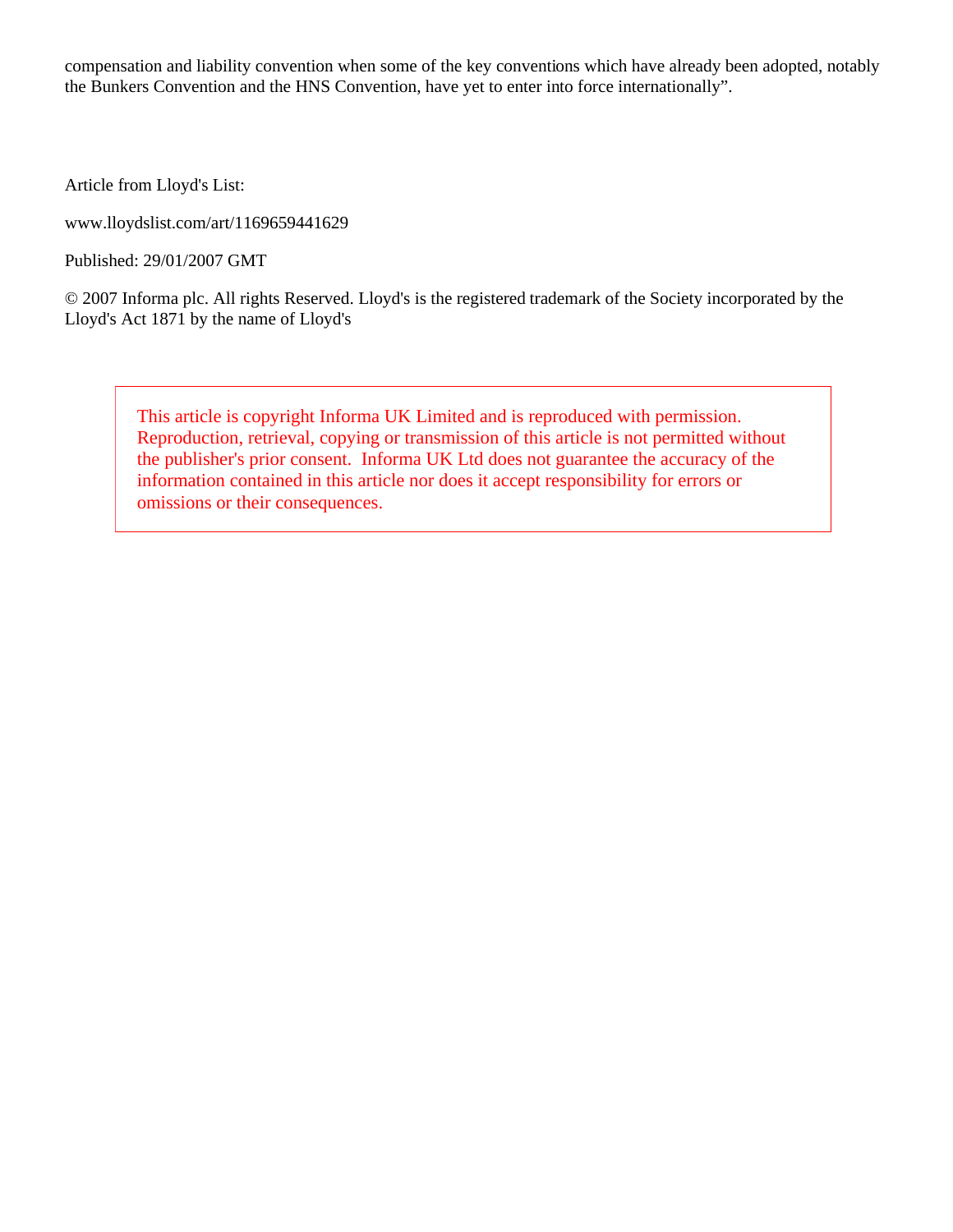compensation and liability convention when some of the key conventions which have already been adopted, notably the Bunkers Convention and the HNS Convention, have yet to enter into force internationally".

Article from Lloyd's List:

www.lloydslist.com/art/1169659441629

Published: 29/01/2007 GMT

© 2007 Informa plc. All rights Reserved. Lloyd's is the registered trademark of the Society incorporated by the Lloyd's Act 1871 by the name of Lloyd's

This article is copyright Informa UK Limited and is reproduced with permission. Reproduction, retrieval, copying or transmission of this article is not permitted without the publisher's prior consent. Informa UK Ltd does not guarantee the accuracy of the information contained in this article nor does it accept responsibility for errors or omissions or their consequences.